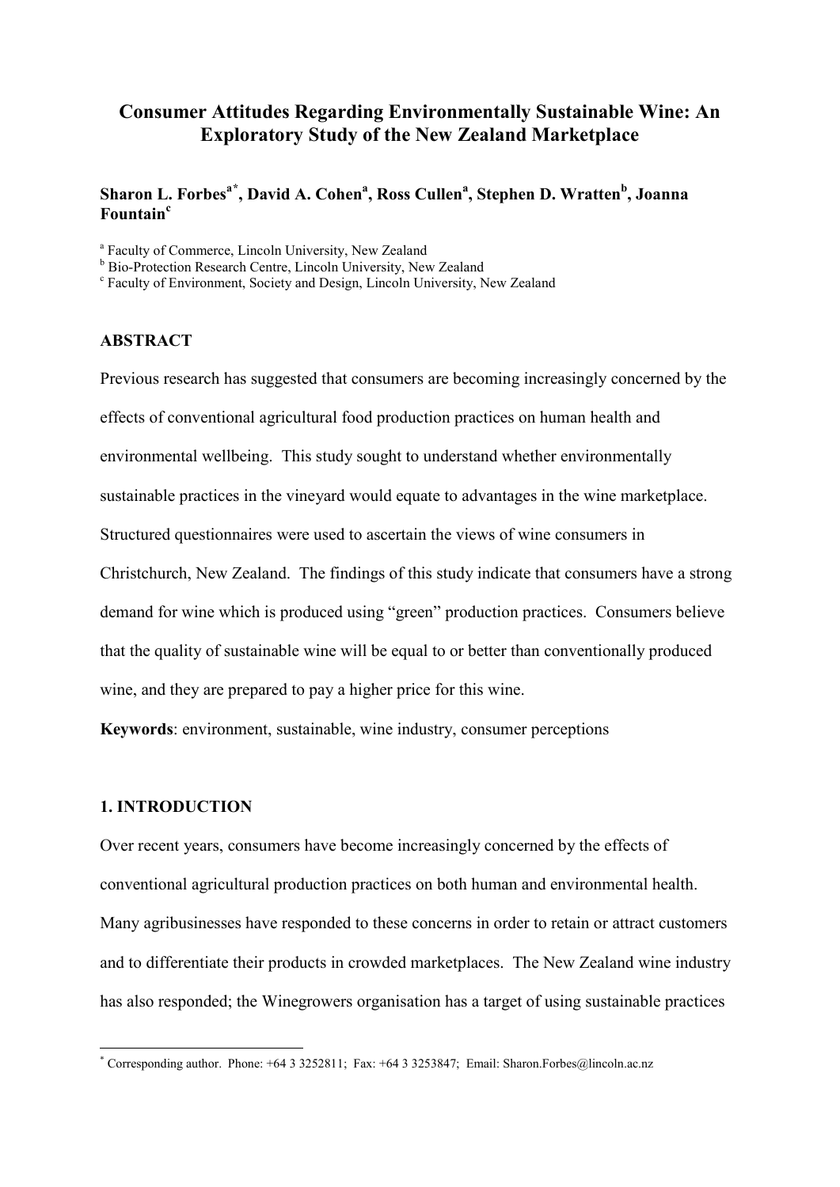# Consumer Attitudes Regarding Environmentally Sustainable Wine: An Exploratory Study of the New Zealand Marketplace

**Sharon L. Forbes[a*], David A. Cohen[a], Ross Cullen[a], Stephen D. Wratten[b], Joanna Fountain[c]**

[a] Faculty of Commerce, Lincoln University, New Zealand
[b] Bio-Protection Research Centre, Lincoln University, New Zealand
[c] Faculty of Environment, Society and Design, Lincoln University, New Zealand

## ABSTRACT

Previous research has suggested that consumers are becoming increasingly concerned by the effects of conventional agricultural food production practices on human health and environmental wellbeing. This study sought to understand whether environmentally sustainable practices in the vineyard would equate to advantages in the wine marketplace. Structured questionnaires were used to ascertain the views of wine consumers in Christchurch, New Zealand. The findings of this study indicate that consumers have a strong demand for wine which is produced using "green" production practices. Consumers believe that the quality of sustainable wine will be equal to or better than conventionally produced wine, and they are prepared to pay a higher price for this wine.

**Keywords**: environment, sustainable, wine industry, consumer perceptions

## 1. INTRODUCTION

Over recent years, consumers have become increasingly concerned by the effects of conventional agricultural production practices on both human and environmental health. Many agribusinesses have responded to these concerns in order to retain or attract customers and to differentiate their products in crowded marketplaces. The New Zealand wine industry has also responded; the Winegrowers organisation has a target of using sustainable practices

[*] Corresponding author. Phone: +64 3 3252811; Fax: +64 3 3253847; Email: Sharon.Forbes@lincoln.ac.nz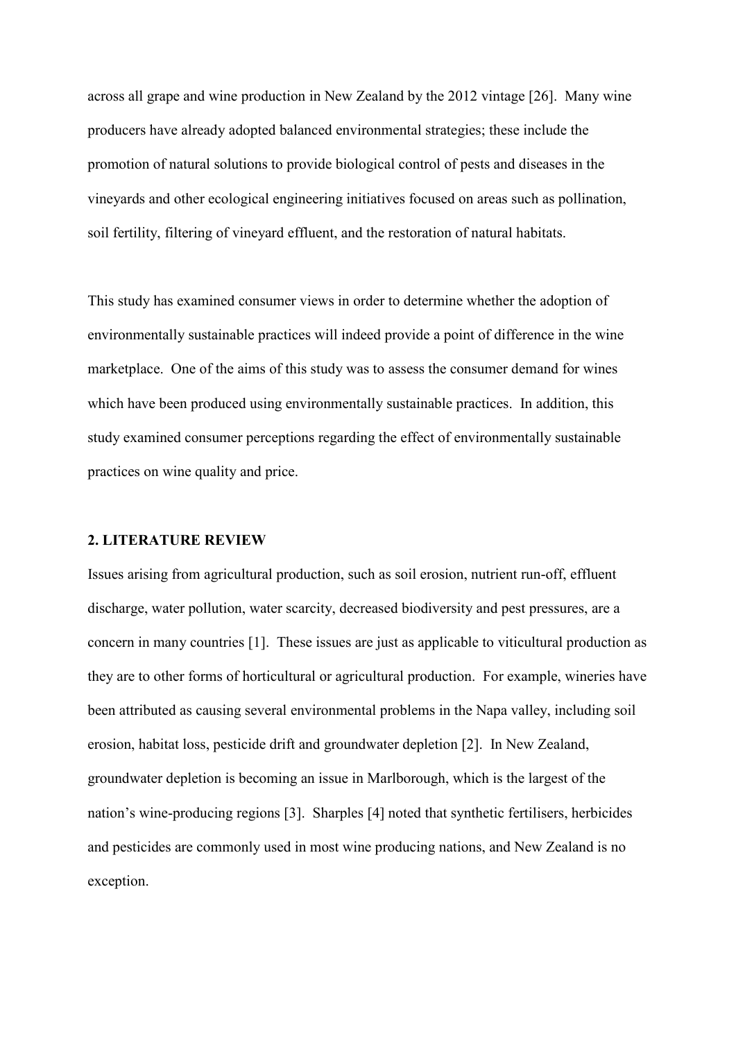across all grape and wine production in New Zealand by the 2012 vintage [26]. Many wine producers have already adopted balanced environmental strategies; these include the promotion of natural solutions to provide biological control of pests and diseases in the vineyards and other ecological engineering initiatives focused on areas such as pollination, soil fertility, filtering of vineyard effluent, and the restoration of natural habitats.

This study has examined consumer views in order to determine whether the adoption of environmentally sustainable practices will indeed provide a point of difference in the wine marketplace. One of the aims of this study was to assess the consumer demand for wines which have been produced using environmentally sustainable practices. In addition, this study examined consumer perceptions regarding the effect of environmentally sustainable practices on wine quality and price.

## 2. LITERATURE REVIEW

Issues arising from agricultural production, such as soil erosion, nutrient run-off, effluent discharge, water pollution, water scarcity, decreased biodiversity and pest pressures, are a concern in many countries [1]. These issues are just as applicable to viticultural production as they are to other forms of horticultural or agricultural production. For example, wineries have been attributed as causing several environmental problems in the Napa valley, including soil erosion, habitat loss, pesticide drift and groundwater depletion [2]. In New Zealand, groundwater depletion is becoming an issue in Marlborough, which is the largest of the nation's wine-producing regions [3]. Sharples [4] noted that synthetic fertilisers, herbicides and pesticides are commonly used in most wine producing nations, and New Zealand is no exception.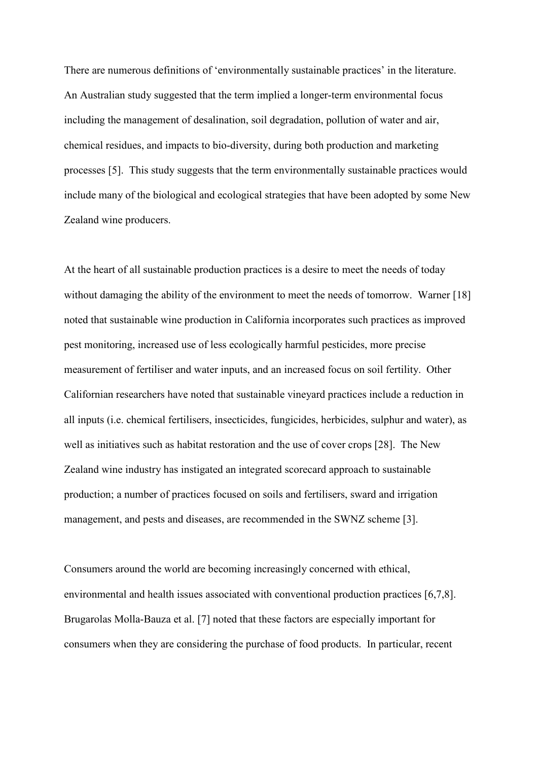There are numerous definitions of 'environmentally sustainable practices' in the literature. An Australian study suggested that the term implied a longer-term environmental focus including the management of desalination, soil degradation, pollution of water and air, chemical residues, and impacts to bio-diversity, during both production and marketing processes [5]. This study suggests that the term environmentally sustainable practices would include many of the biological and ecological strategies that have been adopted by some New Zealand wine producers.

At the heart of all sustainable production practices is a desire to meet the needs of today without damaging the ability of the environment to meet the needs of tomorrow. Warner [18] noted that sustainable wine production in California incorporates such practices as improved pest monitoring, increased use of less ecologically harmful pesticides, more precise measurement of fertiliser and water inputs, and an increased focus on soil fertility. Other Californian researchers have noted that sustainable vineyard practices include a reduction in all inputs (i.e. chemical fertilisers, insecticides, fungicides, herbicides, sulphur and water), as well as initiatives such as habitat restoration and the use of cover crops [28]. The New Zealand wine industry has instigated an integrated scorecard approach to sustainable production; a number of practices focused on soils and fertilisers, sward and irrigation management, and pests and diseases, are recommended in the SWNZ scheme [3].

Consumers around the world are becoming increasingly concerned with ethical, environmental and health issues associated with conventional production practices [6,7,8]. Brugarolas Molla-Bauza et al. [7] noted that these factors are especially important for consumers when they are considering the purchase of food products. In particular, recent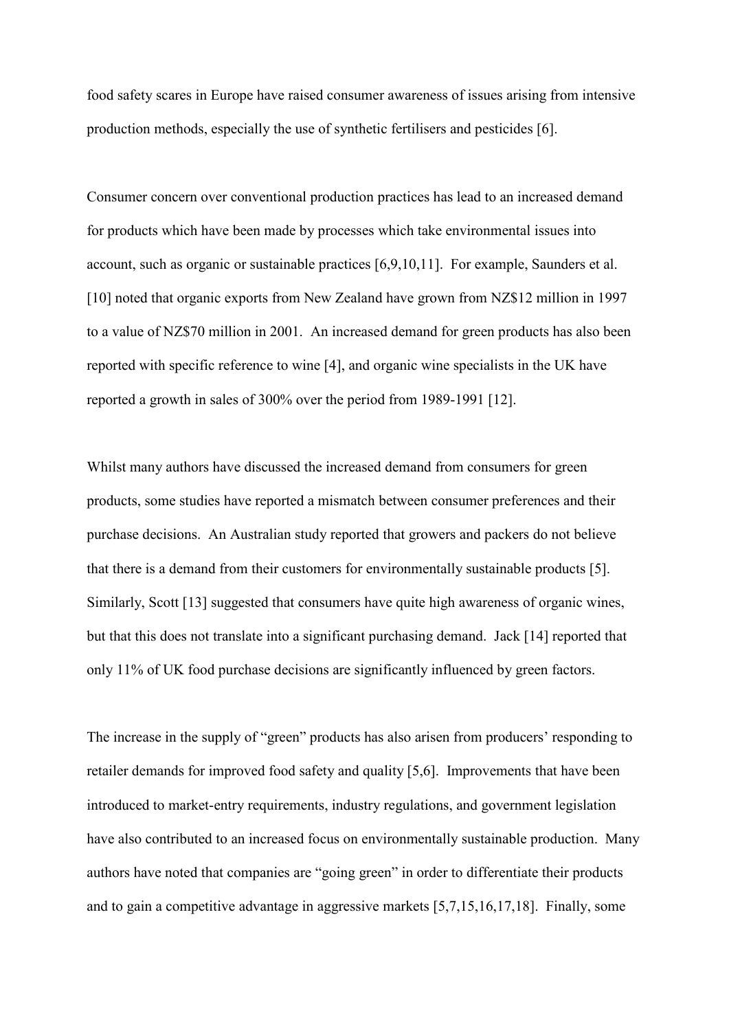food safety scares in Europe have raised consumer awareness of issues arising from intensive production methods, especially the use of synthetic fertilisers and pesticides [6].

Consumer concern over conventional production practices has lead to an increased demand for products which have been made by processes which take environmental issues into account, such as organic or sustainable practices [6,9,10,11]. For example, Saunders et al. [10] noted that organic exports from New Zealand have grown from NZ$12 million in 1997 to a value of NZ$70 million in 2001. An increased demand for green products has also been reported with specific reference to wine [4], and organic wine specialists in the UK have reported a growth in sales of 300% over the period from 1989-1991 [12].

Whilst many authors have discussed the increased demand from consumers for green products, some studies have reported a mismatch between consumer preferences and their purchase decisions. An Australian study reported that growers and packers do not believe that there is a demand from their customers for environmentally sustainable products [5]. Similarly, Scott [13] suggested that consumers have quite high awareness of organic wines, but that this does not translate into a significant purchasing demand. Jack [14] reported that only 11% of UK food purchase decisions are significantly influenced by green factors.

The increase in the supply of “green” products has also arisen from producers’ responding to retailer demands for improved food safety and quality [5,6]. Improvements that have been introduced to market-entry requirements, industry regulations, and government legislation have also contributed to an increased focus on environmentally sustainable production. Many authors have noted that companies are “going green” in order to differentiate their products and to gain a competitive advantage in aggressive markets [5,7,15,16,17,18]. Finally, some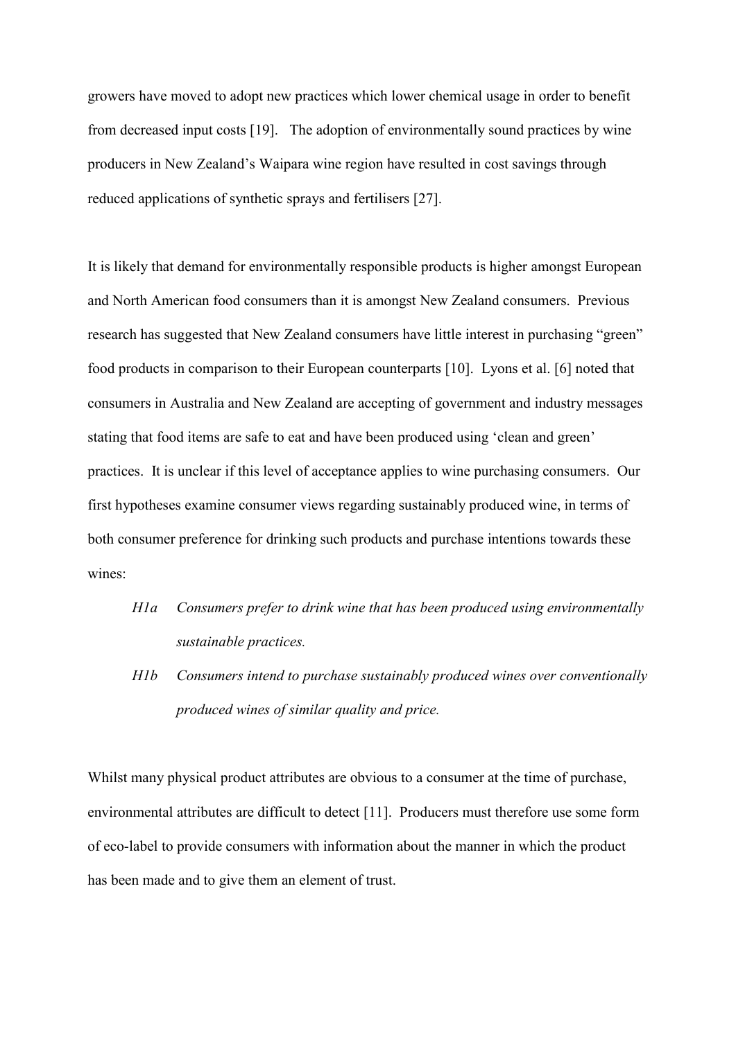growers have moved to adopt new practices which lower chemical usage in order to benefit from decreased input costs [19]. The adoption of environmentally sound practices by wine producers in New Zealand's Waipara wine region have resulted in cost savings through reduced applications of synthetic sprays and fertilisers [27].

It is likely that demand for environmentally responsible products is higher amongst European and North American food consumers than it is amongst New Zealand consumers. Previous research has suggested that New Zealand consumers have little interest in purchasing "green" food products in comparison to their European counterparts [10]. Lyons et al. [6] noted that consumers in Australia and New Zealand are accepting of government and industry messages stating that food items are safe to eat and have been produced using 'clean and green' practices. It is unclear if this level of acceptance applies to wine purchasing consumers. Our first hypotheses examine consumer views regarding sustainably produced wine, in terms of both consumer preference for drinking such products and purchase intentions towards these wines:

- *H1a* *Consumers prefer to drink wine that has been produced using environmentally sustainable practices.*
- *H1b* *Consumers intend to purchase sustainably produced wines over conventionally produced wines of similar quality and price.*

Whilst many physical product attributes are obvious to a consumer at the time of purchase, environmental attributes are difficult to detect [11]. Producers must therefore use some form of eco-label to provide consumers with information about the manner in which the product has been made and to give them an element of trust.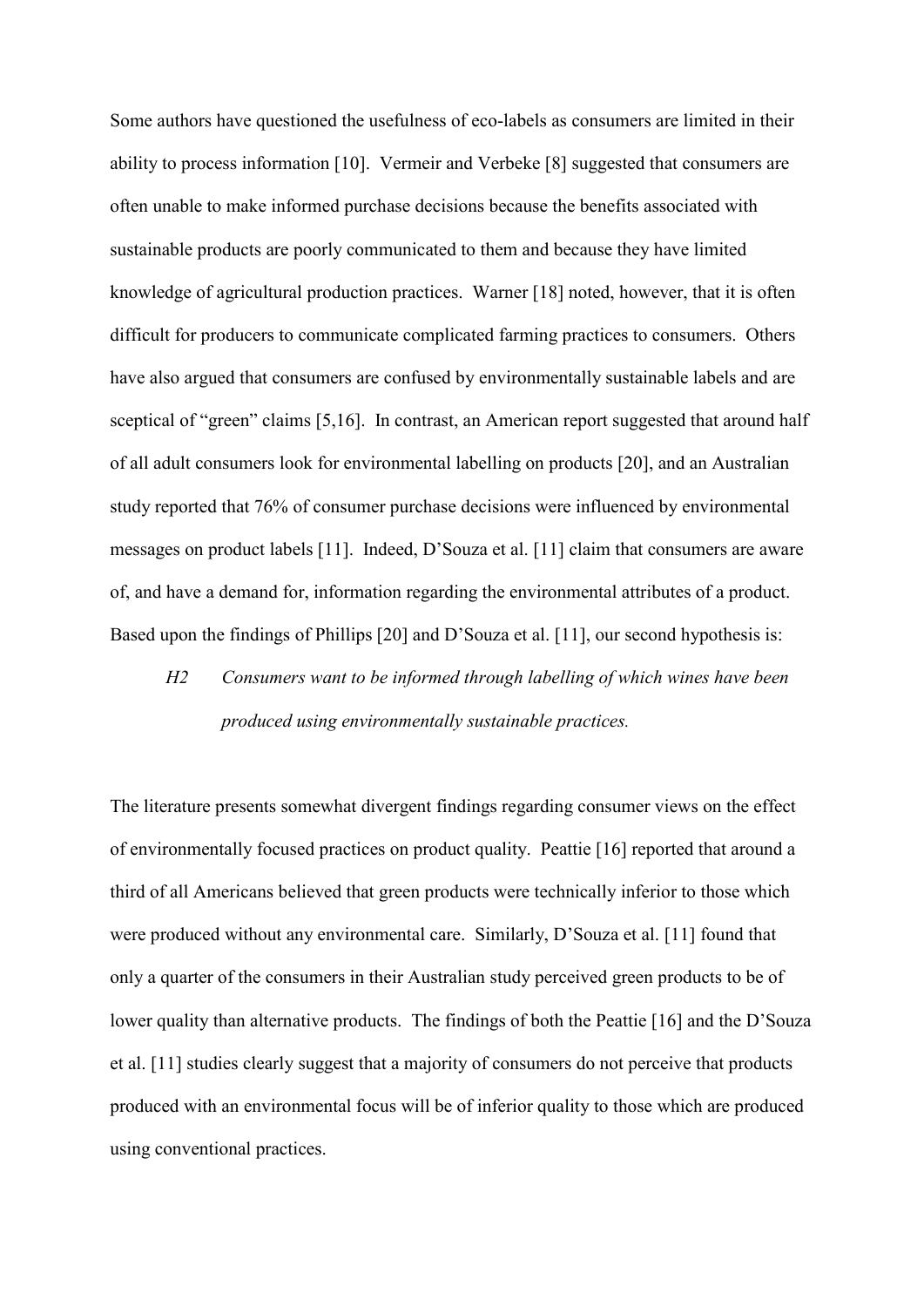Some authors have questioned the usefulness of eco-labels as consumers are limited in their ability to process information [10]. Vermeir and Verbeke [8] suggested that consumers are often unable to make informed purchase decisions because the benefits associated with sustainable products are poorly communicated to them and because they have limited knowledge of agricultural production practices. Warner [18] noted, however, that it is often difficult for producers to communicate complicated farming practices to consumers. Others have also argued that consumers are confused by environmentally sustainable labels and are sceptical of "green" claims [5,16]. In contrast, an American report suggested that around half of all adult consumers look for environmental labelling on products [20], and an Australian study reported that 76% of consumer purchase decisions were influenced by environmental messages on product labels [11]. Indeed, D'Souza et al. [11] claim that consumers are aware of, and have a demand for, information regarding the environmental attributes of a product. Based upon the findings of Phillips [20] and D'Souza et al. [11], our second hypothesis is:

> *H2 Consumers want to be informed through labelling of which wines have been produced using environmentally sustainable practices.*

The literature presents somewhat divergent findings regarding consumer views on the effect of environmentally focused practices on product quality. Peattie [16] reported that around a third of all Americans believed that green products were technically inferior to those which were produced without any environmental care. Similarly, D'Souza et al. [11] found that only a quarter of the consumers in their Australian study perceived green products to be of lower quality than alternative products. The findings of both the Peattie [16] and the D'Souza et al. [11] studies clearly suggest that a majority of consumers do not perceive that products produced with an environmental focus will be of inferior quality to those which are produced using conventional practices.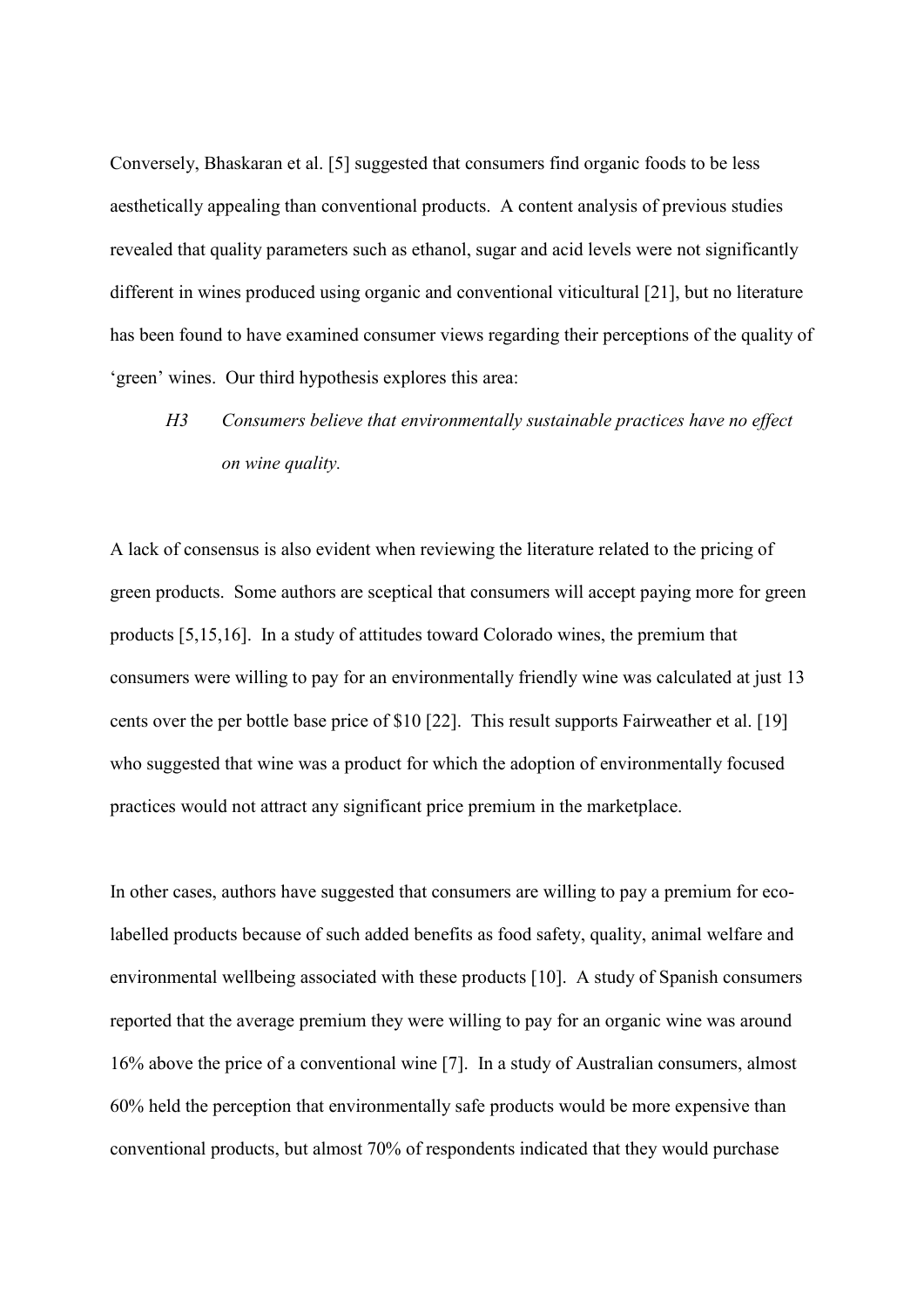Conversely, Bhaskaran et al. [5] suggested that consumers find organic foods to be less aesthetically appealing than conventional products. A content analysis of previous studies revealed that quality parameters such as ethanol, sugar and acid levels were not significantly different in wines produced using organic and conventional viticultural [21], but no literature has been found to have examined consumer views regarding their perceptions of the quality of 'green' wines. Our third hypothesis explores this area:

> *H3 Consumers believe that environmentally sustainable practices have no effect on wine quality.*

A lack of consensus is also evident when reviewing the literature related to the pricing of green products. Some authors are sceptical that consumers will accept paying more for green products [5,15,16]. In a study of attitudes toward Colorado wines, the premium that consumers were willing to pay for an environmentally friendly wine was calculated at just 13 cents over the per bottle base price of $10 [22]. This result supports Fairweather et al. [19] who suggested that wine was a product for which the adoption of environmentally focused practices would not attract any significant price premium in the marketplace.

In other cases, authors have suggested that consumers are willing to pay a premium for eco-labelled products because of such added benefits as food safety, quality, animal welfare and environmental wellbeing associated with these products [10]. A study of Spanish consumers reported that the average premium they were willing to pay for an organic wine was around 16% above the price of a conventional wine [7]. In a study of Australian consumers, almost 60% held the perception that environmentally safe products would be more expensive than conventional products, but almost 70% of respondents indicated that they would purchase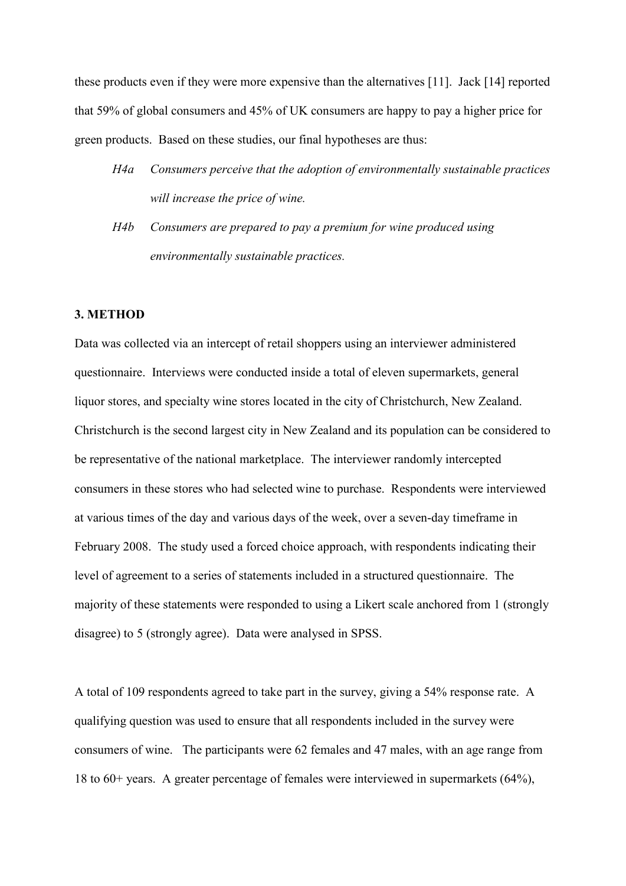these products even if they were more expensive than the alternatives [11]. Jack [14] reported that 59% of global consumers and 45% of UK consumers are happy to pay a higher price for green products. Based on these studies, our final hypotheses are thus:

*H4a* *Consumers perceive that the adoption of environmentally sustainable practices will increase the price of wine.*

*H4b* *Consumers are prepared to pay a premium for wine produced using environmentally sustainable practices.*

## 3. METHOD

Data was collected via an intercept of retail shoppers using an interviewer administered questionnaire. Interviews were conducted inside a total of eleven supermarkets, general liquor stores, and specialty wine stores located in the city of Christchurch, New Zealand. Christchurch is the second largest city in New Zealand and its population can be considered to be representative of the national marketplace. The interviewer randomly intercepted consumers in these stores who had selected wine to purchase. Respondents were interviewed at various times of the day and various days of the week, over a seven-day timeframe in February 2008. The study used a forced choice approach, with respondents indicating their level of agreement to a series of statements included in a structured questionnaire. The majority of these statements were responded to using a Likert scale anchored from 1 (strongly disagree) to 5 (strongly agree). Data were analysed in SPSS.

A total of 109 respondents agreed to take part in the survey, giving a 54% response rate. A qualifying question was used to ensure that all respondents included in the survey were consumers of wine. The participants were 62 females and 47 males, with an age range from 18 to 60+ years. A greater percentage of females were interviewed in supermarkets (64%),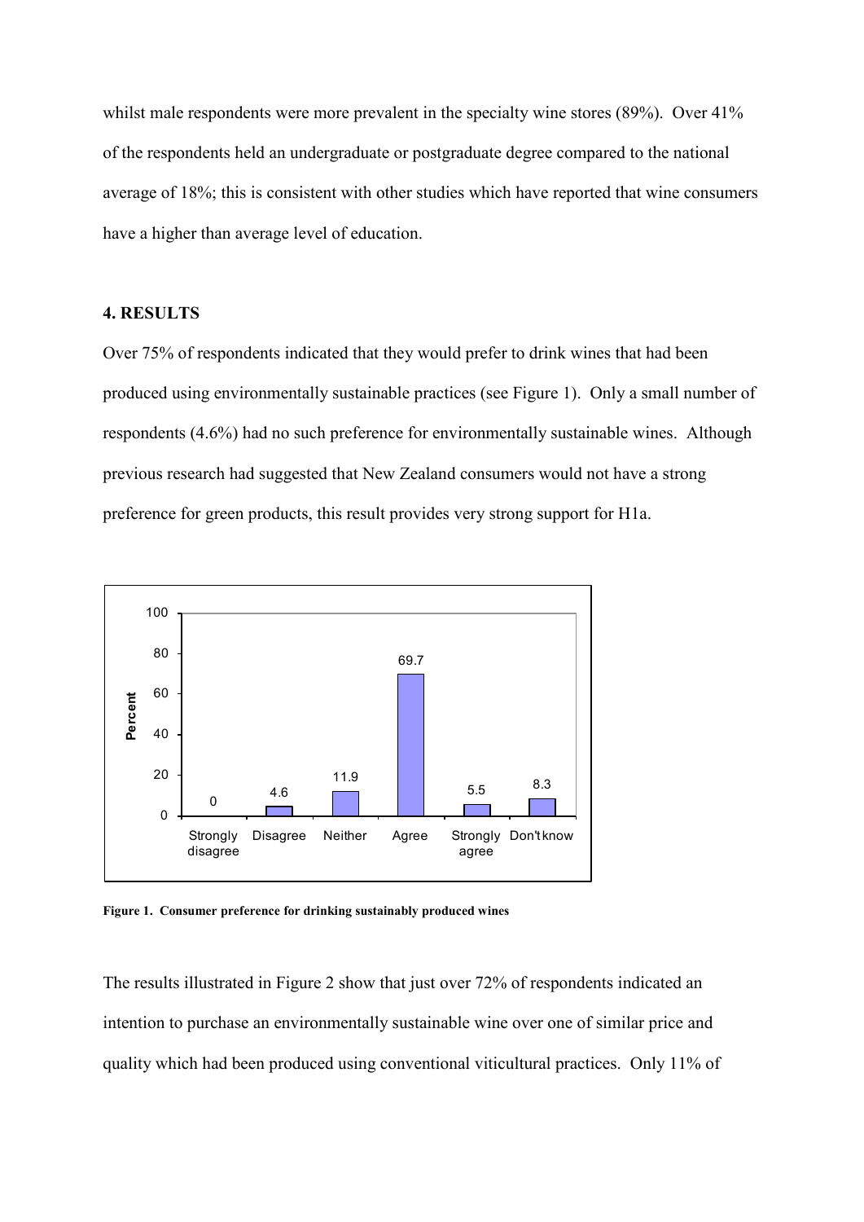whilst male respondents were more prevalent in the specialty wine stores (89%). Over 41% of the respondents held an undergraduate or postgraduate degree compared to the national average of 18%; this is consistent with other studies which have reported that wine consumers have a higher than average level of education.

## 4. RESULTS

Over 75% of respondents indicated that they would prefer to drink wines that had been produced using environmentally sustainable practices (see Figure 1). Only a small number of respondents (4.6%) had no such preference for environmentally sustainable wines. Although previous research had suggested that New Zealand consumers would not have a strong preference for green products, this result provides very strong support for H1a.

| | Strongly disagree | Disagree | Neither | Agree | Strongly agree | Don't know |
|---|---|---|---|---|---|---|
| Percent | 0 | 4.6 | 11.9 | 69.7 | 5.5 | 8.3 |

**Figure 1. Consumer preference for drinking sustainably produced wines**

The results illustrated in Figure 2 show that just over 72% of respondents indicated an intention to purchase an environmentally sustainable wine over one of similar price and quality which had been produced using conventional viticultural practices. Only 11% of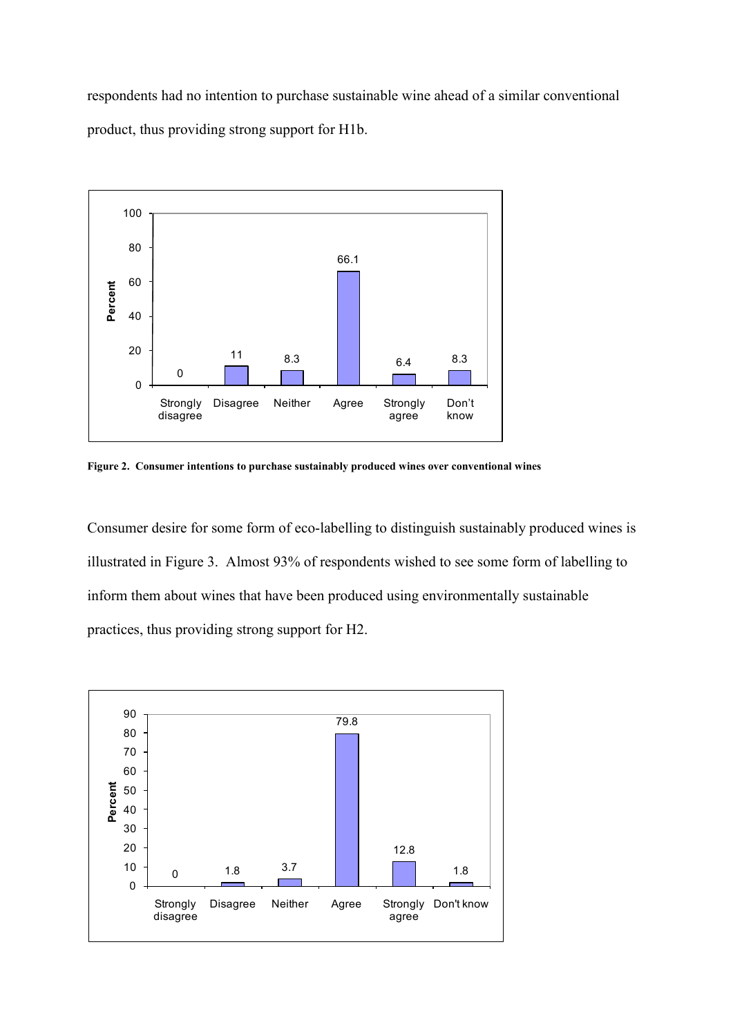respondents had no intention to purchase sustainable wine ahead of a similar conventional product, thus providing strong support for H1b.

| | Strongly disagree | Disagree | Neither | Agree | Strongly agree | Don't know |
|---|---|---|---|---|---|---|
| Percent | 0 | 11 | 8.3 | 66.1 | 6.4 | 8.3 |

**Figure 2. Consumer intentions to purchase sustainably produced wines over conventional wines**

Consumer desire for some form of eco-labelling to distinguish sustainably produced wines is illustrated in Figure 3. Almost 93% of respondents wished to see some form of labelling to inform them about wines that have been produced using environmentally sustainable practices, thus providing strong support for H2.

| | Strongly disagree | Disagree | Neither | Agree | Strongly agree | Don't know |
|---|---|---|---|---|---|---|
| Percent | 0 | 1.8 | 3.7 | 79.8 | 12.8 | 1.8 |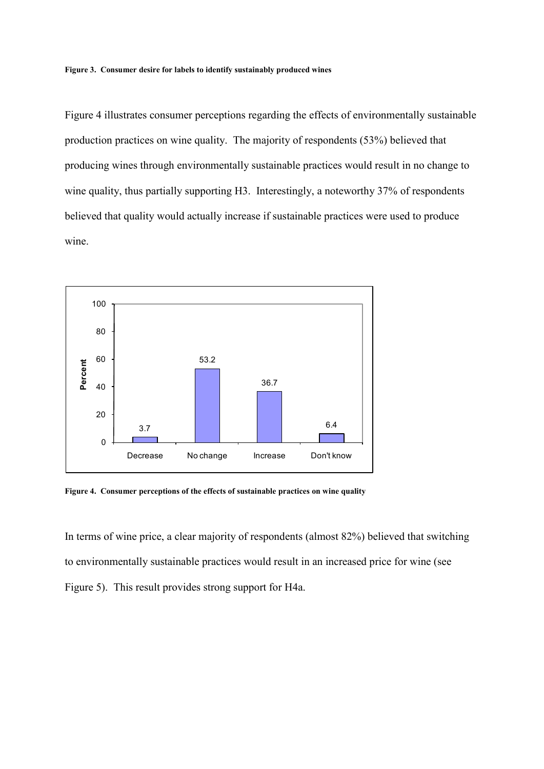**Figure 3. Consumer desire for labels to identify sustainably produced wines**

Figure 4 illustrates consumer perceptions regarding the effects of environmentally sustainable production practices on wine quality. The majority of respondents (53%) believed that producing wines through environmentally sustainable practices would result in no change to wine quality, thus partially supporting H3. Interestingly, a noteworthy 37% of respondents believed that quality would actually increase if sustainable practices were used to produce wine.

| | Decrease | No change | Increase | Don't know |
|---|---|---|---|---|
| Percent | 3.7 | 53.2 | 36.7 | 6.4 |

**Figure 4. Consumer perceptions of the effects of sustainable practices on wine quality**

In terms of wine price, a clear majority of respondents (almost 82%) believed that switching to environmentally sustainable practices would result in an increased price for wine (see Figure 5). This result provides strong support for H4a.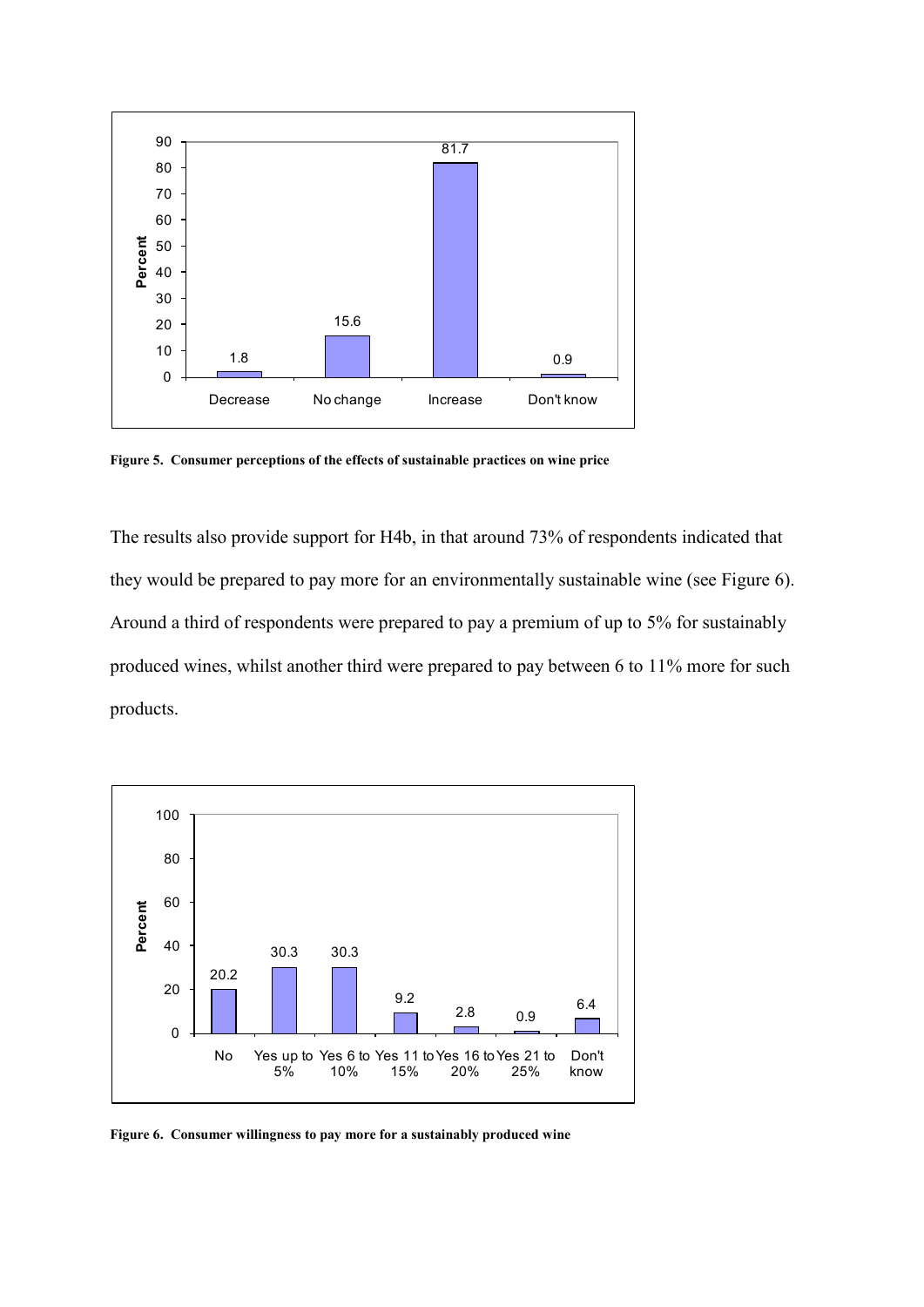**Figure 5. Consumer perceptions of the effects of sustainable practices on wine price**

The results also provide support for H4b, in that around 73% of respondents indicated that they would be prepared to pay more for an environmentally sustainable wine (see Figure 6). Around a third of respondents were prepared to pay a premium of up to 5% for sustainably produced wines, whilst another third were prepared to pay between 6 to 11% more for such products.

**Figure 6. Consumer willingness to pay more for a sustainably produced wine**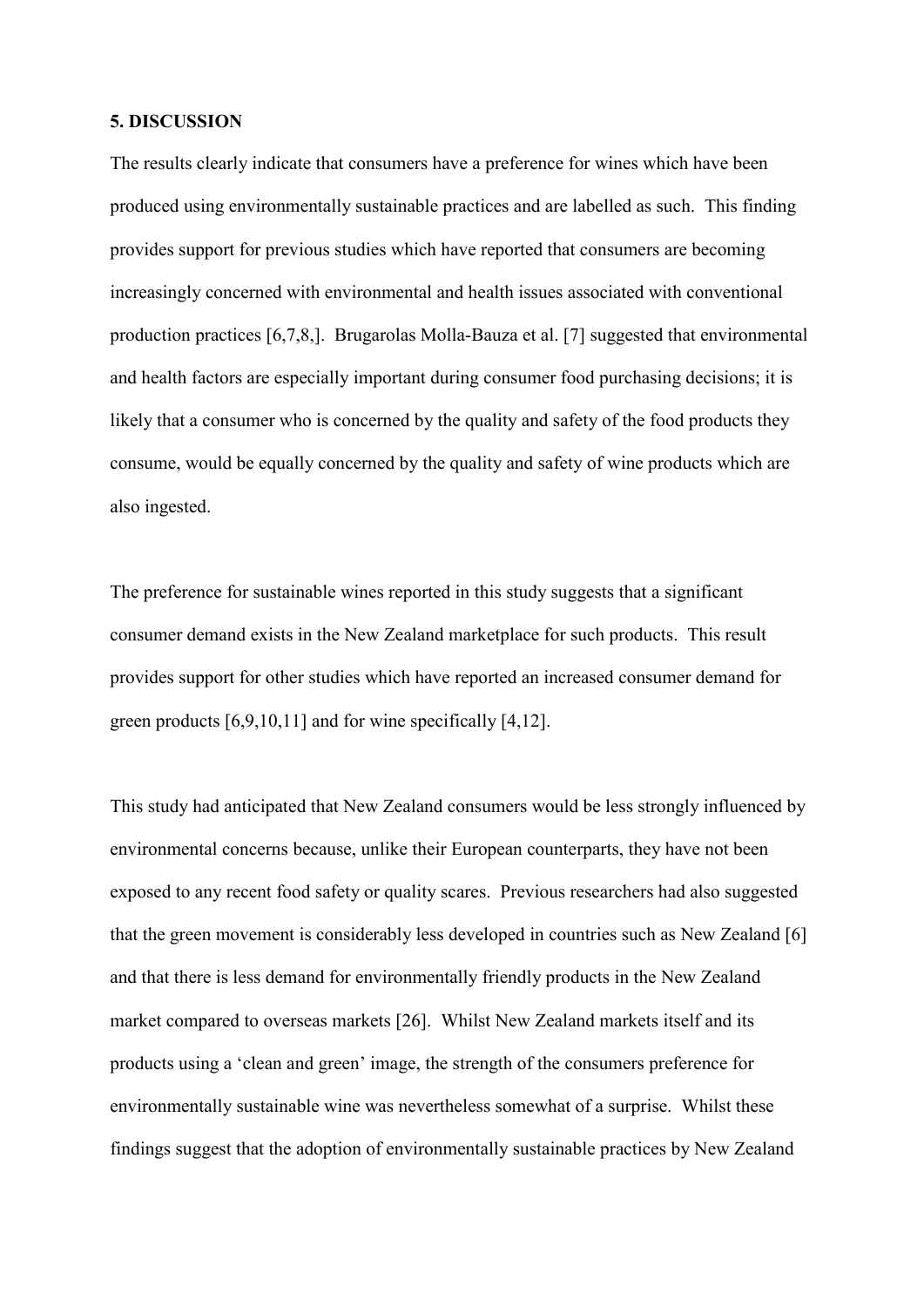**5. DISCUSSION**

The results clearly indicate that consumers have a preference for wines which have been produced using environmentally sustainable practices and are labelled as such. This finding provides support for previous studies which have reported that consumers are becoming increasingly concerned with environmental and health issues associated with conventional production practices [6,7,8,]. Brugarolas Molla-Bauza et al. [7] suggested that environmental and health factors are especially important during consumer food purchasing decisions; it is likely that a consumer who is concerned by the quality and safety of the food products they consume, would be equally concerned by the quality and safety of wine products which are also ingested.

The preference for sustainable wines reported in this study suggests that a significant consumer demand exists in the New Zealand marketplace for such products. This result provides support for other studies which have reported an increased consumer demand for green products [6,9,10,11] and for wine specifically [4,12].

This study had anticipated that New Zealand consumers would be less strongly influenced by environmental concerns because, unlike their European counterparts, they have not been exposed to any recent food safety or quality scares. Previous researchers had also suggested that the green movement is considerably less developed in countries such as New Zealand [6] and that there is less demand for environmentally friendly products in the New Zealand market compared to overseas markets [26]. Whilst New Zealand markets itself and its products using a 'clean and green' image, the strength of the consumers preference for environmentally sustainable wine was nevertheless somewhat of a surprise. Whilst these findings suggest that the adoption of environmentally sustainable practices by New Zealand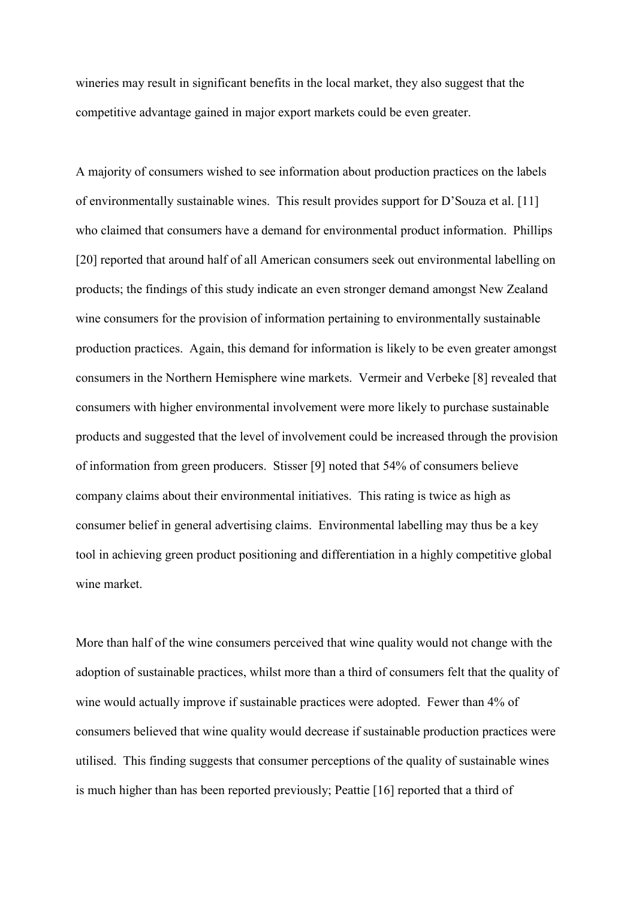wineries may result in significant benefits in the local market, they also suggest that the competitive advantage gained in major export markets could be even greater.

A majority of consumers wished to see information about production practices on the labels of environmentally sustainable wines. This result provides support for D'Souza et al. [11] who claimed that consumers have a demand for environmental product information. Phillips [20] reported that around half of all American consumers seek out environmental labelling on products; the findings of this study indicate an even stronger demand amongst New Zealand wine consumers for the provision of information pertaining to environmentally sustainable production practices. Again, this demand for information is likely to be even greater amongst consumers in the Northern Hemisphere wine markets. Vermeir and Verbeke [8] revealed that consumers with higher environmental involvement were more likely to purchase sustainable products and suggested that the level of involvement could be increased through the provision of information from green producers. Stisser [9] noted that 54% of consumers believe company claims about their environmental initiatives. This rating is twice as high as consumer belief in general advertising claims. Environmental labelling may thus be a key tool in achieving green product positioning and differentiation in a highly competitive global wine market.

More than half of the wine consumers perceived that wine quality would not change with the adoption of sustainable practices, whilst more than a third of consumers felt that the quality of wine would actually improve if sustainable practices were adopted. Fewer than 4% of consumers believed that wine quality would decrease if sustainable production practices were utilised. This finding suggests that consumer perceptions of the quality of sustainable wines is much higher than has been reported previously; Peattie [16] reported that a third of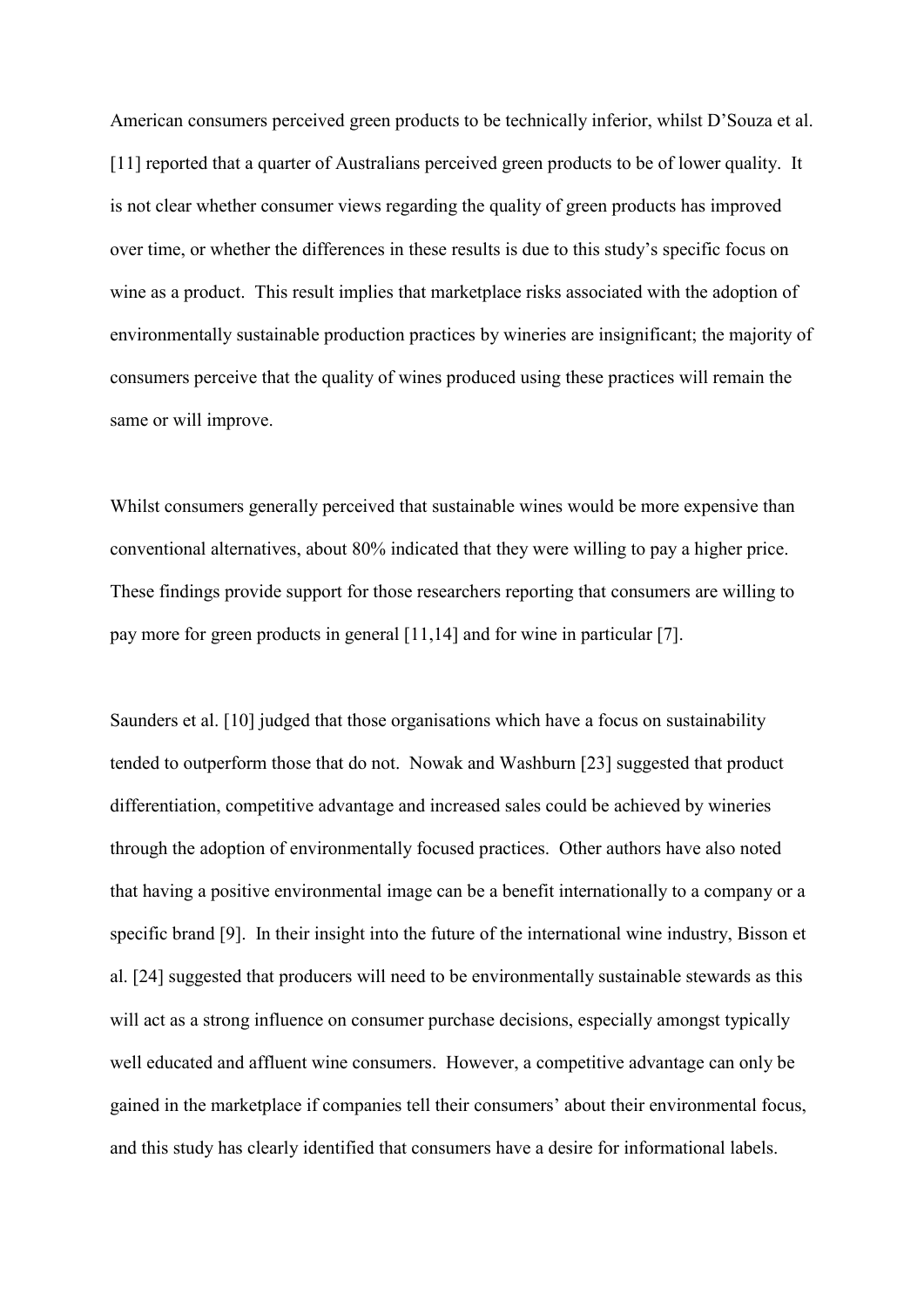American consumers perceived green products to be technically inferior, whilst D'Souza et al. [11] reported that a quarter of Australians perceived green products to be of lower quality. It is not clear whether consumer views regarding the quality of green products has improved over time, or whether the differences in these results is due to this study's specific focus on wine as a product. This result implies that marketplace risks associated with the adoption of environmentally sustainable production practices by wineries are insignificant; the majority of consumers perceive that the quality of wines produced using these practices will remain the same or will improve.

Whilst consumers generally perceived that sustainable wines would be more expensive than conventional alternatives, about 80% indicated that they were willing to pay a higher price. These findings provide support for those researchers reporting that consumers are willing to pay more for green products in general [11,14] and for wine in particular [7].

Saunders et al. [10] judged that those organisations which have a focus on sustainability tended to outperform those that do not. Nowak and Washburn [23] suggested that product differentiation, competitive advantage and increased sales could be achieved by wineries through the adoption of environmentally focused practices. Other authors have also noted that having a positive environmental image can be a benefit internationally to a company or a specific brand [9]. In their insight into the future of the international wine industry, Bisson et al. [24] suggested that producers will need to be environmentally sustainable stewards as this will act as a strong influence on consumer purchase decisions, especially amongst typically well educated and affluent wine consumers. However, a competitive advantage can only be gained in the marketplace if companies tell their consumers' about their environmental focus, and this study has clearly identified that consumers have a desire for informational labels.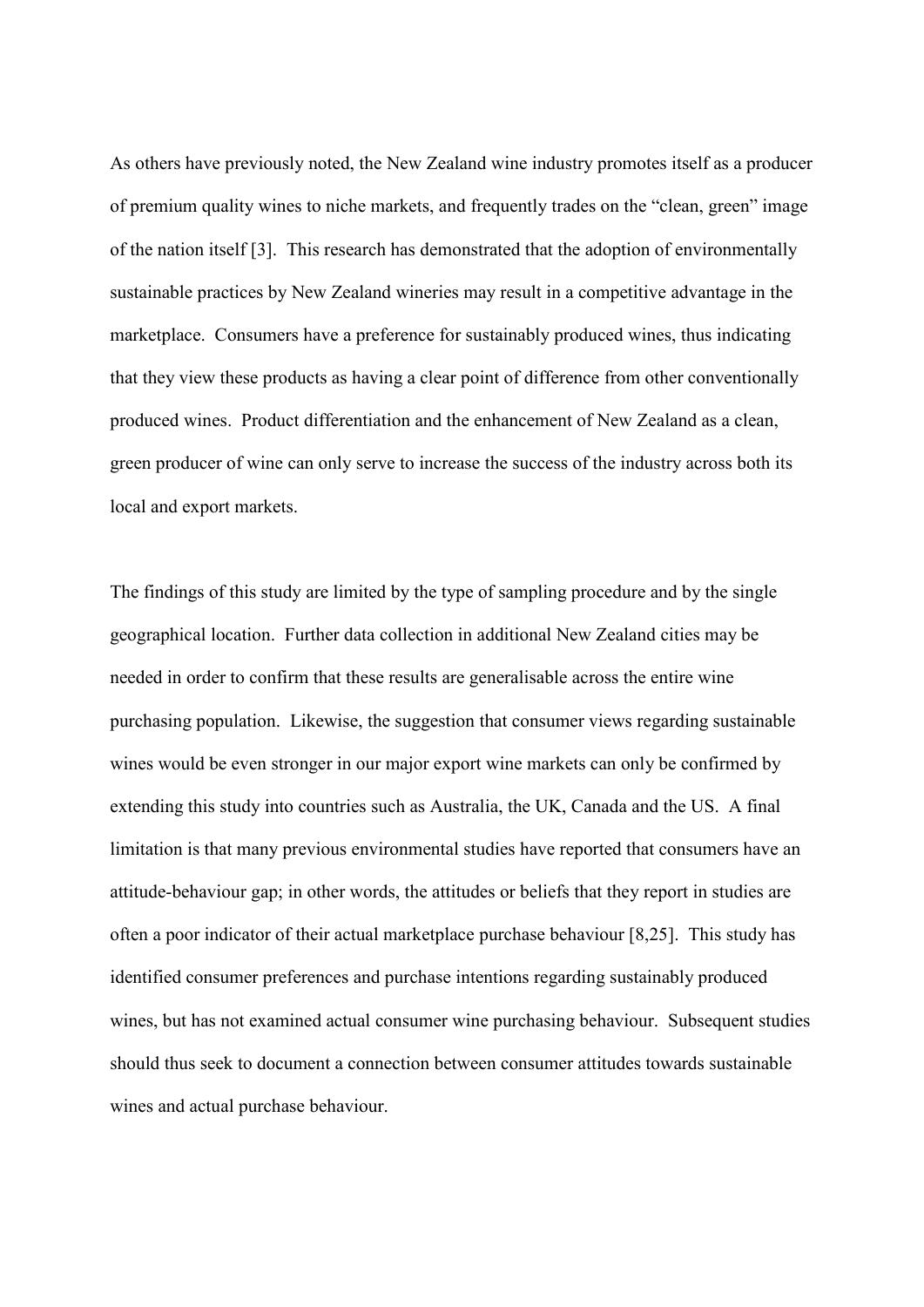As others have previously noted, the New Zealand wine industry promotes itself as a producer of premium quality wines to niche markets, and frequently trades on the "clean, green" image of the nation itself [3]. This research has demonstrated that the adoption of environmentally sustainable practices by New Zealand wineries may result in a competitive advantage in the marketplace. Consumers have a preference for sustainably produced wines, thus indicating that they view these products as having a clear point of difference from other conventionally produced wines. Product differentiation and the enhancement of New Zealand as a clean, green producer of wine can only serve to increase the success of the industry across both its local and export markets.

The findings of this study are limited by the type of sampling procedure and by the single geographical location. Further data collection in additional New Zealand cities may be needed in order to confirm that these results are generalisable across the entire wine purchasing population. Likewise, the suggestion that consumer views regarding sustainable wines would be even stronger in our major export wine markets can only be confirmed by extending this study into countries such as Australia, the UK, Canada and the US. A final limitation is that many previous environmental studies have reported that consumers have an attitude-behaviour gap; in other words, the attitudes or beliefs that they report in studies are often a poor indicator of their actual marketplace purchase behaviour [8,25]. This study has identified consumer preferences and purchase intentions regarding sustainably produced wines, but has not examined actual consumer wine purchasing behaviour. Subsequent studies should thus seek to document a connection between consumer attitudes towards sustainable wines and actual purchase behaviour.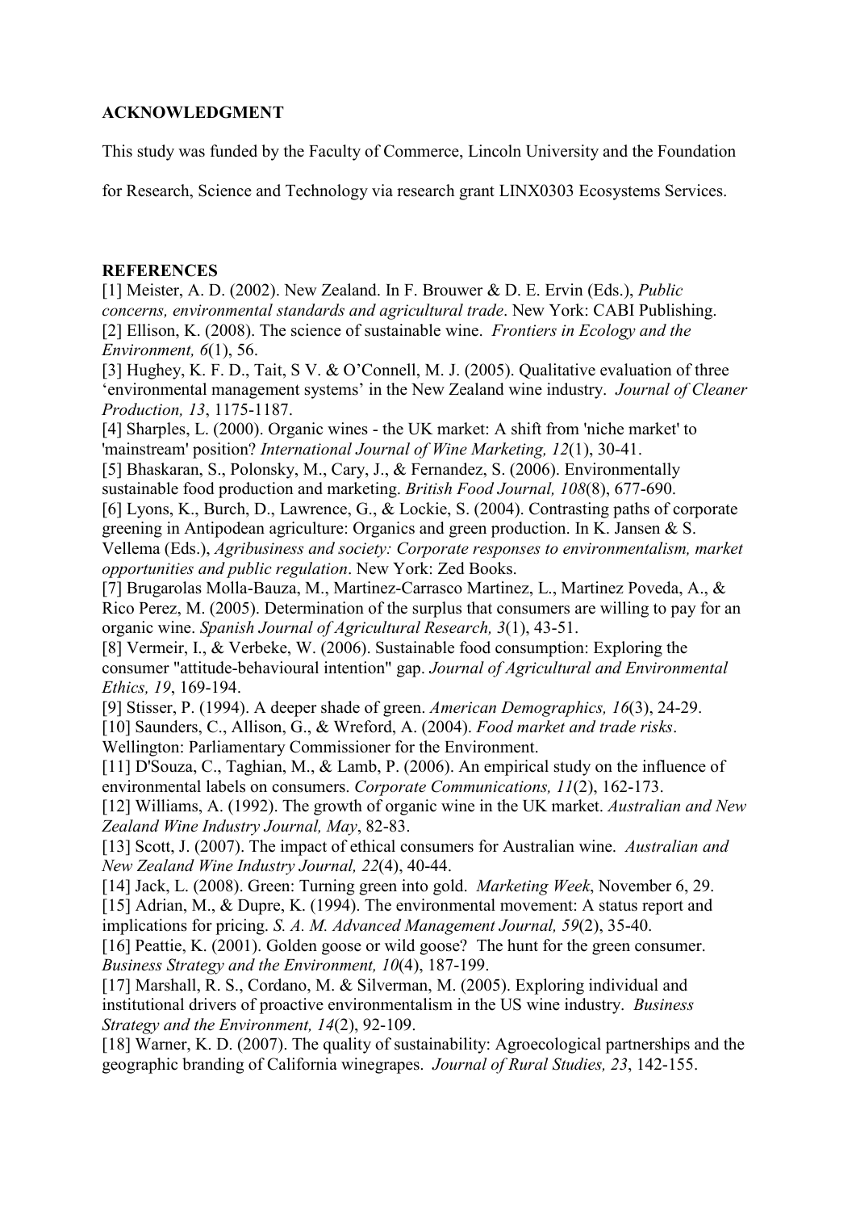## ACKNOWLEDGMENT

This study was funded by the Faculty of Commerce, Lincoln University and the Foundation for Research, Science and Technology via research grant LINX0303 Ecosystems Services.

## REFERENCES

[1] Meister, A. D. (2002). New Zealand. In F. Brouwer & D. E. Ervin (Eds.), *Public concerns, environmental standards and agricultural trade*. New York: CABI Publishing.

[2] Ellison, K. (2008). The science of sustainable wine. *Frontiers in Ecology and the Environment, 6*(1), 56.

[3] Hughey, K. F. D., Tait, S V. & O'Connell, M. J. (2005). Qualitative evaluation of three 'environmental management systems' in the New Zealand wine industry. *Journal of Cleaner Production, 13*, 1175-1187.

[4] Sharples, L. (2000). Organic wines - the UK market: A shift from 'niche market' to 'mainstream' position? *International Journal of Wine Marketing, 12*(1), 30-41.

[5] Bhaskaran, S., Polonsky, M., Cary, J., & Fernandez, S. (2006). Environmentally sustainable food production and marketing. *British Food Journal, 108*(8), 677-690.

[6] Lyons, K., Burch, D., Lawrence, G., & Lockie, S. (2004). Contrasting paths of corporate greening in Antipodean agriculture: Organics and green production. In K. Jansen & S. Vellema (Eds.), *Agribusiness and society: Corporate responses to environmentalism, market opportunities and public regulation*. New York: Zed Books.

[7] Brugarolas Molla-Bauza, M., Martinez-Carrasco Martinez, L., Martinez Poveda, A., & Rico Perez, M. (2005). Determination of the surplus that consumers are willing to pay for an organic wine. *Spanish Journal of Agricultural Research, 3*(1), 43-51.

[8] Vermeir, I., & Verbeke, W. (2006). Sustainable food consumption: Exploring the consumer "attitude-behavioural intention" gap. *Journal of Agricultural and Environmental Ethics, 19*, 169-194.

[9] Stisser, P. (1994). A deeper shade of green. *American Demographics, 16*(3), 24-29.

[10] Saunders, C., Allison, G., & Wreford, A. (2004). *Food market and trade risks*. Wellington: Parliamentary Commissioner for the Environment.

[11] D'Souza, C., Taghian, M., & Lamb, P. (2006). An empirical study on the influence of environmental labels on consumers. *Corporate Communications, 11*(2), 162-173.

[12] Williams, A. (1992). The growth of organic wine in the UK market. *Australian and New Zealand Wine Industry Journal, May*, 82-83.

[13] Scott, J. (2007). The impact of ethical consumers for Australian wine. *Australian and New Zealand Wine Industry Journal, 22*(4), 40-44.

[14] Jack, L. (2008). Green: Turning green into gold. *Marketing Week*, November 6, 29.

[15] Adrian, M., & Dupre, K. (1994). The environmental movement: A status report and implications for pricing. *S. A. M. Advanced Management Journal, 59*(2), 35-40.

[16] Peattie, K. (2001). Golden goose or wild goose? The hunt for the green consumer. *Business Strategy and the Environment, 10*(4), 187-199.

[17] Marshall, R. S., Cordano, M. & Silverman, M. (2005). Exploring individual and institutional drivers of proactive environmentalism in the US wine industry. *Business Strategy and the Environment, 14*(2), 92-109.

[18] Warner, K. D. (2007). The quality of sustainability: Agroecological partnerships and the geographic branding of California winegrapes. *Journal of Rural Studies, 23*, 142-155.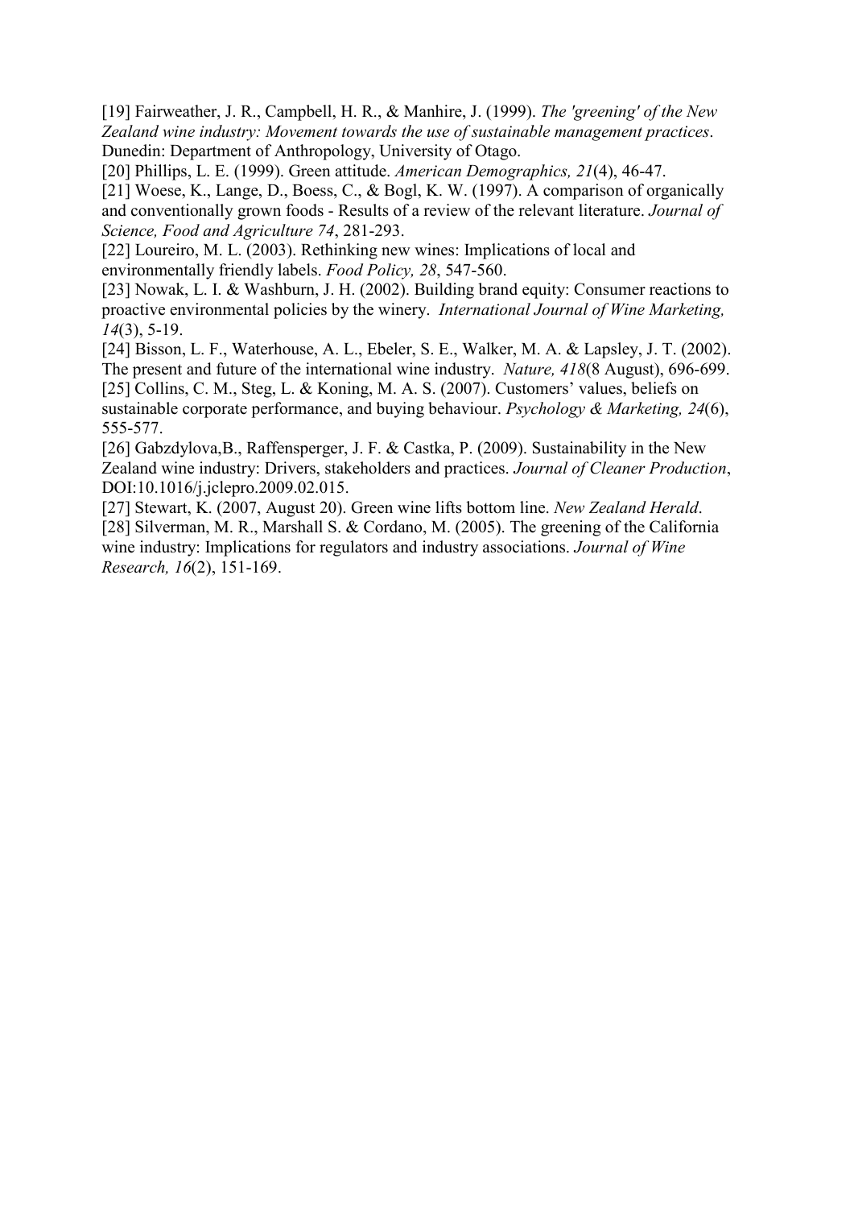[19] Fairweather, J. R., Campbell, H. R., & Manhire, J. (1999). *The 'greening' of the New Zealand wine industry: Movement towards the use of sustainable management practices*. Dunedin: Department of Anthropology, University of Otago.

[20] Phillips, L. E. (1999). Green attitude. *American Demographics, 21*(4), 46-47.

[21] Woese, K., Lange, D., Boess, C., & Bogl, K. W. (1997). A comparison of organically and conventionally grown foods - Results of a review of the relevant literature. *Journal of Science, Food and Agriculture 74*, 281-293.

[22] Loureiro, M. L. (2003). Rethinking new wines: Implications of local and environmentally friendly labels. *Food Policy, 28*, 547-560.

[23] Nowak, L. I. & Washburn, J. H. (2002). Building brand equity: Consumer reactions to proactive environmental policies by the winery. *International Journal of Wine Marketing, 14*(3), 5-19.

[24] Bisson, L. F., Waterhouse, A. L., Ebeler, S. E., Walker, M. A. & Lapsley, J. T. (2002). The present and future of the international wine industry. *Nature, 418*(8 August), 696-699.

[25] Collins, C. M., Steg, L. & Koning, M. A. S. (2007). Customers' values, beliefs on sustainable corporate performance, and buying behaviour. *Psychology & Marketing, 24*(6), 555-577.

[26] Gabzdylova,B., Raffensperger, J. F. & Castka, P. (2009). Sustainability in the New Zealand wine industry: Drivers, stakeholders and practices. *Journal of Cleaner Production*, DOI:10.1016/j.jclepro.2009.02.015.

[27] Stewart, K. (2007, August 20). Green wine lifts bottom line. *New Zealand Herald*.

[28] Silverman, M. R., Marshall S. & Cordano, M. (2005). The greening of the California wine industry: Implications for regulators and industry associations. *Journal of Wine Research, 16*(2), 151-169.